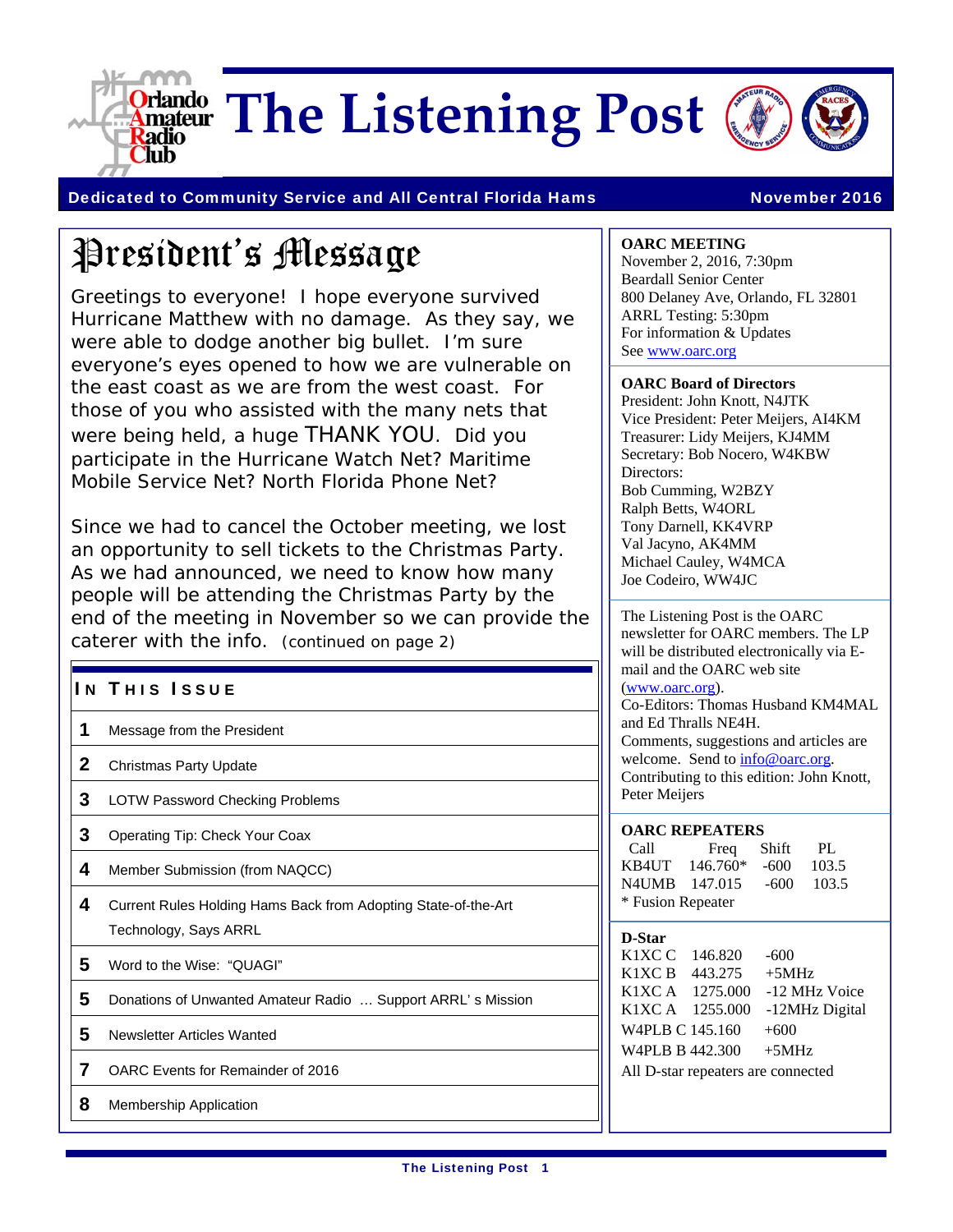Orlando Amateur Radio Club

# The Listening Post

**Dedicated to Community Service and All Central Florida Hams** — **November 2016**

## President's Message

Greetings to everyone! I hope everyone survived Hurricane Matthew with no damage. As they say, we were able to dodge another big bullet. I'm sure everyone's eyes opened to how we are vulnerable on the east coast as we are from the west coast. For those of you who assisted with the many nets that were being held, a huge THANK YOU. Did you participate in the Hurricane Watch Net? Maritime Mobile Service Net? North Florida Phone Net?

Since we had to cancel the October meeting, we lost an opportunity to sell tickets to the Christmas Party. As we had announced, we need to know how many people will be attending the Christmas Party by the end of the meeting in November so we can provide the caterer with the info. (continued on page 2)

### In This Issue

| | |
|---|---|
| 1 | Message from the President |
| 2 | Christmas Party Update |
| 3 | LOTW Password Checking Problems |
| 3 | Operating Tip: Check Your Coax |
| 4 | Member Submission (from NAQCC) |
| 4 | Current Rules Holding Hams Back from Adopting State-of-the-Art Technology, Says ARRL |
| 5 | Word to the Wise: "QUAGI" |
| 5 | Donations of Unwanted Amateur Radio … Support ARRL's Mission |
| 5 | Newsletter Articles Wanted |
| 7 | OARC Events for Remainder of 2016 |
| 8 | Membership Application |

**OARC MEETING**
November 2, 2016, 7:30pm
Beardall Senior Center
800 Delaney Ave, Orlando, FL 32801
ARRL Testing: 5:30pm
For information & Updates
See www.oarc.org

**OARC Board of Directors**
President: John Knott, N4JTK
Vice President: Peter Meijers, AI4KM
Treasurer: Lidy Meijers, KJ4MM
Secretary: Bob Nocero, W4KBW
Directors:
Bob Cumming, W2BZY
Ralph Betts, W4ORL
Tony Darnell, KK4VRP
Val Jacyno, AK4MM
Michael Cauley, W4MCA
Joe Codeiro, WW4JC

The Listening Post is the OARC newsletter for OARC members. The LP will be distributed electronically via E-mail and the OARC web site (www.oarc.org).
Co-Editors: Thomas Husband KM4MAL and Ed Thralls NE4H.
Comments, suggestions and articles are welcome. Send to info@oarc.org.
Contributing to this edition: John Knott, Peter Meijers

**OARC REPEATERS**

| Call | Freq | Shift | PL |
|---|---|---|---|
| KB4UT | 146.760* | -600 | 103.5 |
| N4UMB | 147.015 | -600 | 103.5 |

\* Fusion Repeater

**D-Star**

| Call | Freq | Shift |
|---|---|---|
| K1XC C | 146.820 | -600 |
| K1XC B | 443.275 | +5MHz |
| K1XC A | 1275.000 | -12 MHz Voice |
| K1XC A | 1255.000 | -12MHz Digital |
| W4PLB C | 145.160 | +600 |
| W4PLB B | 442.300 | +5MHz |

All D-star repeaters are connected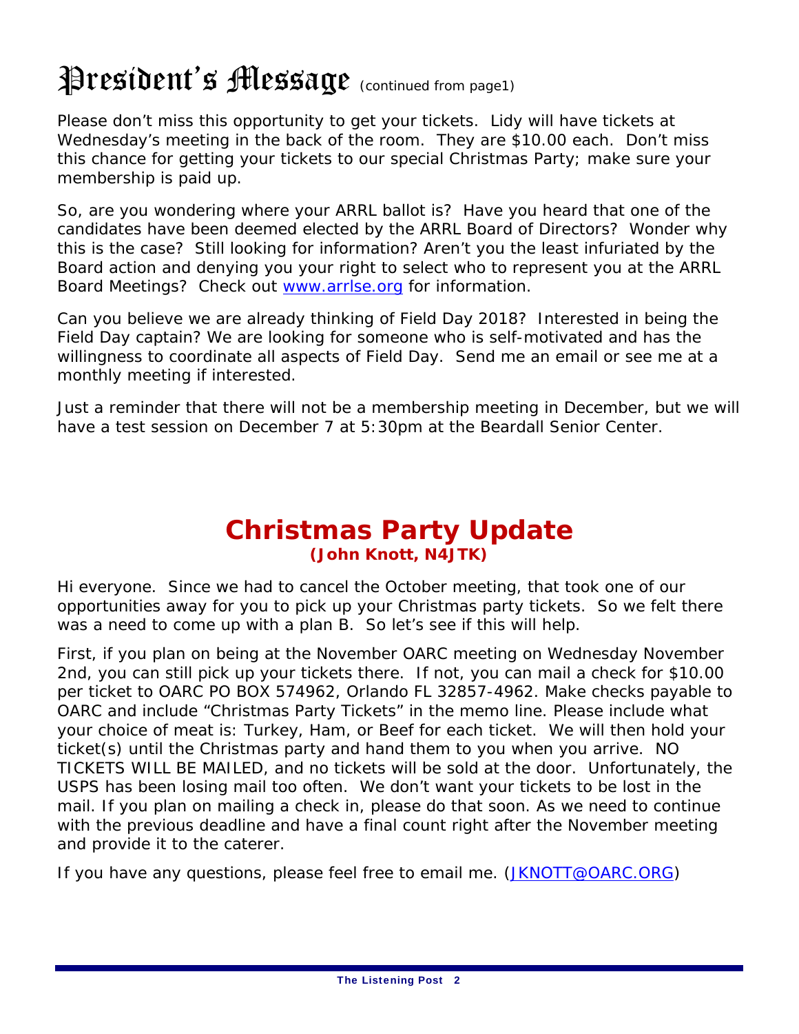# President's Message (continued from page1)

Please don't miss this opportunity to get your tickets. Lidy will have tickets at Wednesday's meeting in the back of the room. They are $10.00 each. Don't miss this chance for getting your tickets to our special Christmas Party; make sure your membership is paid up.

So, are you wondering where your ARRL ballot is? Have you heard that one of the candidates have been deemed elected by the ARRL Board of Directors? Wonder why this is the case? Still looking for information? Aren't you the least infuriated by the Board action and denying you your right to select who to represent you at the ARRL Board Meetings? Check out [www.arrlse.org](http://www.arrlse.org) for information.

Can you believe we are already thinking of Field Day 2018? Interested in being the Field Day captain? We are looking for someone who is self-motivated and has the willingness to coordinate all aspects of Field Day. Send me an email or see me at a monthly meeting if interested.

Just a reminder that there will not be a membership meeting in December, but we will have a test session on December 7 at 5:30pm at the Beardall Senior Center.

## Christmas Party Update

**(John Knott, N4JTK)**

Hi everyone. Since we had to cancel the October meeting, that took one of our opportunities away for you to pick up your Christmas party tickets. So we felt there was a need to come up with a plan B. So let's see if this will help.

First, if you plan on being at the November OARC meeting on Wednesday November 2nd, you can still pick up your tickets there. If not, you can mail a check for $10.00 per ticket to OARC PO BOX 574962, Orlando FL 32857-4962. Make checks payable to OARC and include "Christmas Party Tickets" in the memo line. Please include what your choice of meat is: Turkey, Ham, or Beef for each ticket. We will then hold your ticket(s) until the Christmas party and hand them to you when you arrive. NO TICKETS WILL BE MAILED, and no tickets will be sold at the door. Unfortunately, the USPS has been losing mail too often. We don't want your tickets to be lost in the mail. If you plan on mailing a check in, please do that soon. As we need to continue with the previous deadline and have a final count right after the November meeting and provide it to the caterer.

If you have any questions, please feel free to email me. ([JKNOTT@OARC.ORG](mailto:JKNOTT@OARC.ORG))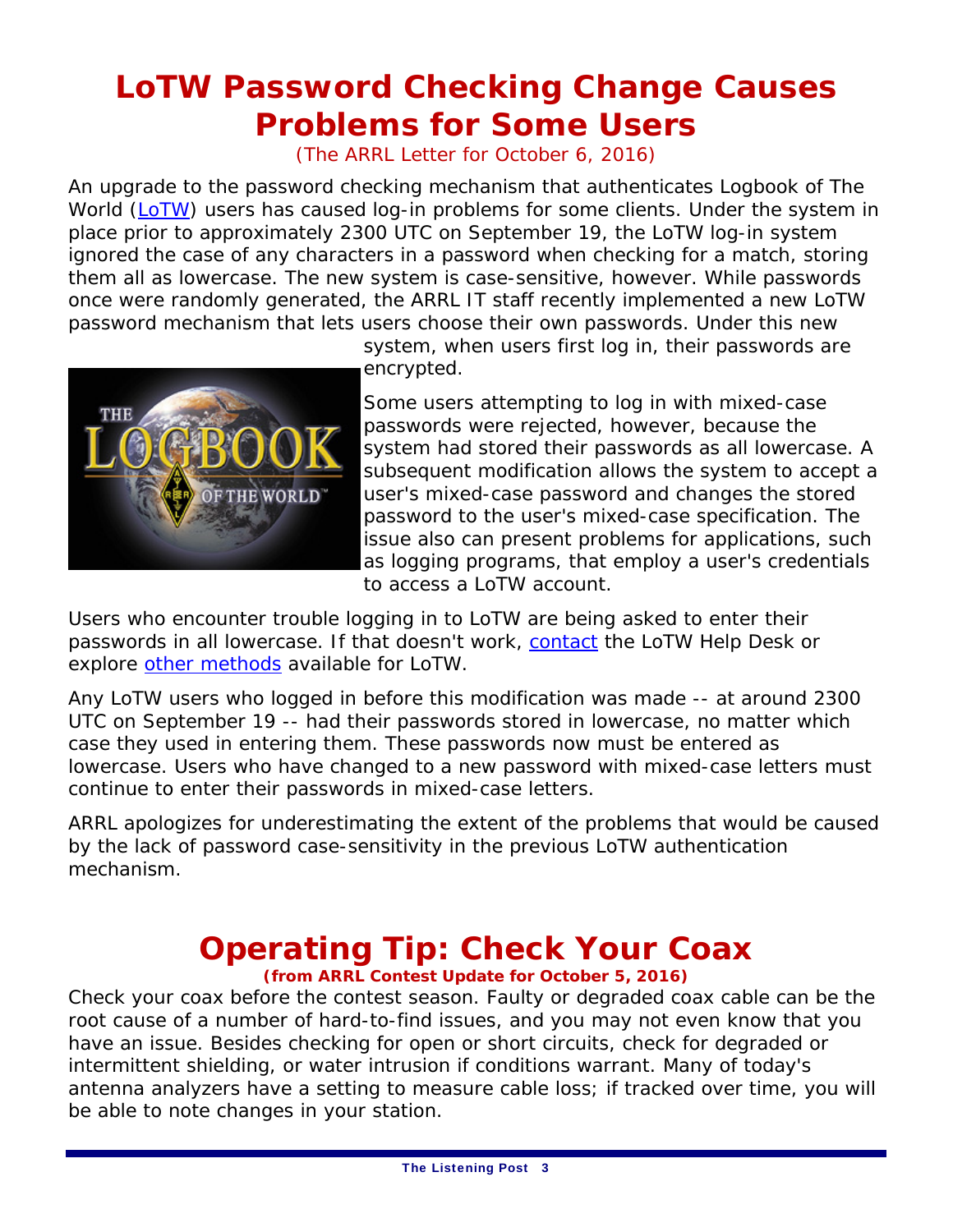# LoTW Password Checking Change Causes Problems for Some Users

(The ARRL Letter for October 6, 2016)

An upgrade to the password checking mechanism that authenticates Logbook of The World (LoTW) users has caused log-in problems for some clients. Under the system in place prior to approximately 2300 UTC on September 19, the LoTW log-in system ignored the case of any characters in a password when checking for a match, storing them all as lowercase. The new system is case-sensitive, however. While passwords once were randomly generated, the ARRL IT staff recently implemented a new LoTW password mechanism that lets users choose their own passwords. Under this new system, when users first log in, their passwords are encrypted.

Some users attempting to log in with mixed-case passwords were rejected, however, because the system had stored their passwords as all lowercase. A subsequent modification allows the system to accept a user's mixed-case password and changes the stored password to the user's mixed-case specification. The issue also can present problems for applications, such as logging programs, that employ a user's credentials to access a LoTW account.

Users who encounter trouble logging in to LoTW are being asked to enter their passwords in all lowercase. If that doesn't work, contact the LoTW Help Desk or explore other methods available for LoTW.

Any LoTW users who logged in before this modification was made -- at around 2300 UTC on September 19 -- had their passwords stored in lowercase, no matter which case they used in entering them. These passwords now must be entered as lowercase. Users who have changed to a new password with mixed-case letters must continue to enter their passwords in mixed-case letters.

ARRL apologizes for underestimating the extent of the problems that would be caused by the lack of password case-sensitivity in the previous LoTW authentication mechanism.

# Operating Tip: Check Your Coax

**(from ARRL Contest Update for October 5, 2016)**

Check your coax before the contest season. Faulty or degraded coax cable can be the root cause of a number of hard-to-find issues, and you may not even know that you have an issue. Besides checking for open or short circuits, check for degraded or intermittent shielding, or water intrusion if conditions warrant. Many of today's antenna analyzers have a setting to measure cable loss; if tracked over time, you will be able to note changes in your station.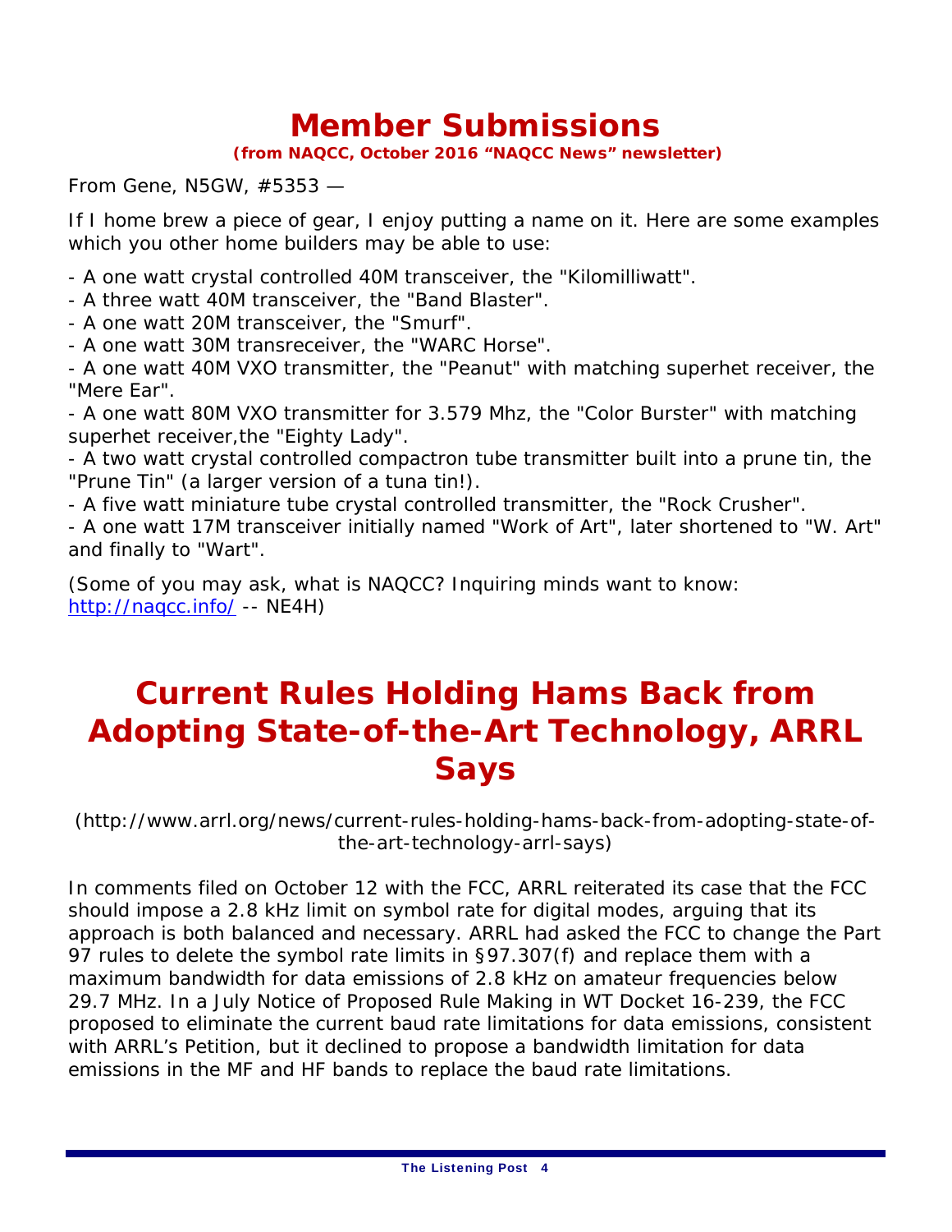# Member Submissions

**(from NAQCC, October 2016 "NAQCC News" newsletter)**

From Gene, N5GW, #5353 —

If I home brew a piece of gear, I enjoy putting a name on it. Here are some examples which you other home builders may be able to use:

- A one watt crystal controlled 40M transceiver, the "Kilomilliwatt".
- A three watt 40M transceiver, the "Band Blaster".
- A one watt 20M transceiver, the "Smurf".
- A one watt 30M transreceiver, the "WARC Horse".
- A one watt 40M VXO transmitter, the "Peanut" with matching superhet receiver, the "Mere Ear".
- A one watt 80M VXO transmitter for 3.579 Mhz, the "Color Burster" with matching superhet receiver,the "Eighty Lady".
- A two watt crystal controlled compactron tube transmitter built into a prune tin, the "Prune Tin" (a larger version of a tuna tin!).
- A five watt miniature tube crystal controlled transmitter, the "Rock Crusher".
- A one watt 17M transceiver initially named "Work of Art", later shortened to "W. Art" and finally to "Wart".

(Some of you may ask, what is NAQCC? Inquiring minds want to know: http://naqcc.info/ -- NE4H)

# Current Rules Holding Hams Back from Adopting State-of-the-Art Technology, ARRL Says

(http://www.arrl.org/news/current-rules-holding-hams-back-from-adopting-state-of-the-art-technology-arrl-says)

In comments filed on October 12 with the FCC, ARRL reiterated its case that the FCC should impose a 2.8 kHz limit on symbol rate for digital modes, arguing that its approach is both balanced and necessary. ARRL had asked the FCC to change the Part 97 rules to delete the symbol rate limits in §97.307(f) and replace them with a maximum bandwidth for data emissions of 2.8 kHz on amateur frequencies below 29.7 MHz. In a July Notice of Proposed Rule Making in WT Docket 16-239, the FCC proposed to eliminate the current baud rate limitations for data emissions, consistent with ARRL's Petition, but it declined to propose a bandwidth limitation for data emissions in the MF and HF bands to replace the baud rate limitations.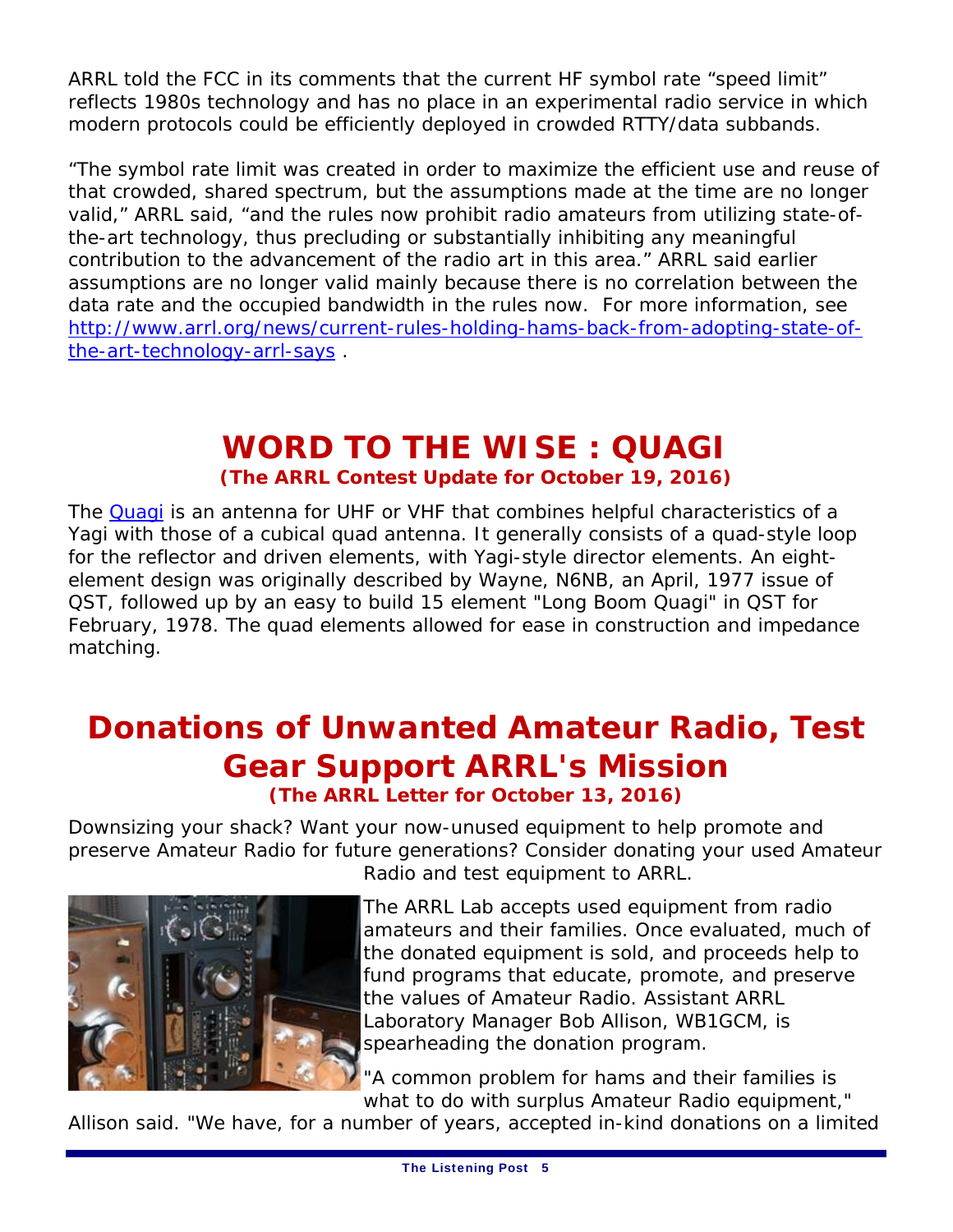ARRL told the FCC in its comments that the current HF symbol rate "speed limit" reflects 1980s technology and has no place in an experimental radio service in which modern protocols could be efficiently deployed in crowded RTTY/data subbands.

"The symbol rate limit was created in order to maximize the efficient use and reuse of that crowded, shared spectrum, but the assumptions made at the time are no longer valid," ARRL said, "and the rules now prohibit radio amateurs from utilizing state-of-the-art technology, thus precluding or substantially inhibiting any meaningful contribution to the advancement of the radio art in this area." ARRL said earlier assumptions are no longer valid mainly because there is no correlation between the data rate and the occupied bandwidth in the rules now. For more information, see [http://www.arrl.org/news/current-rules-holding-hams-back-from-adopting-state-of-the-art-technology-arrl-says](http://www.arrl.org/news/current-rules-holding-hams-back-from-adopting-state-of-the-art-technology-arrl-says) .

# WORD TO THE WISE : QUAGI

**(The ARRL Contest Update for October 19, 2016)**

The Quagi is an antenna for UHF or VHF that combines helpful characteristics of a Yagi with those of a cubical quad antenna. It generally consists of a quad-style loop for the reflector and driven elements, with Yagi-style director elements. An eight-element design was originally described by Wayne, N6NB, an April, 1977 issue of QST, followed up by an easy to build 15 element "Long Boom Quagi" in QST for February, 1978. The quad elements allowed for ease in construction and impedance matching.

# Donations of Unwanted Amateur Radio, Test Gear Support ARRL's Mission

**(The ARRL Letter for October 13, 2016)**

Downsizing your shack? Want your now-unused equipment to help promote and preserve Amateur Radio for future generations? Consider donating your used Amateur Radio and test equipment to ARRL.

The ARRL Lab accepts used equipment from radio amateurs and their families. Once evaluated, much of the donated equipment is sold, and proceeds help to fund programs that educate, promote, and preserve the values of Amateur Radio. Assistant ARRL Laboratory Manager Bob Allison, WB1GCM, is spearheading the donation program.

"A common problem for hams and their families is what to do with surplus Amateur Radio equipment," Allison said. "We have, for a number of years, accepted in-kind donations on a limited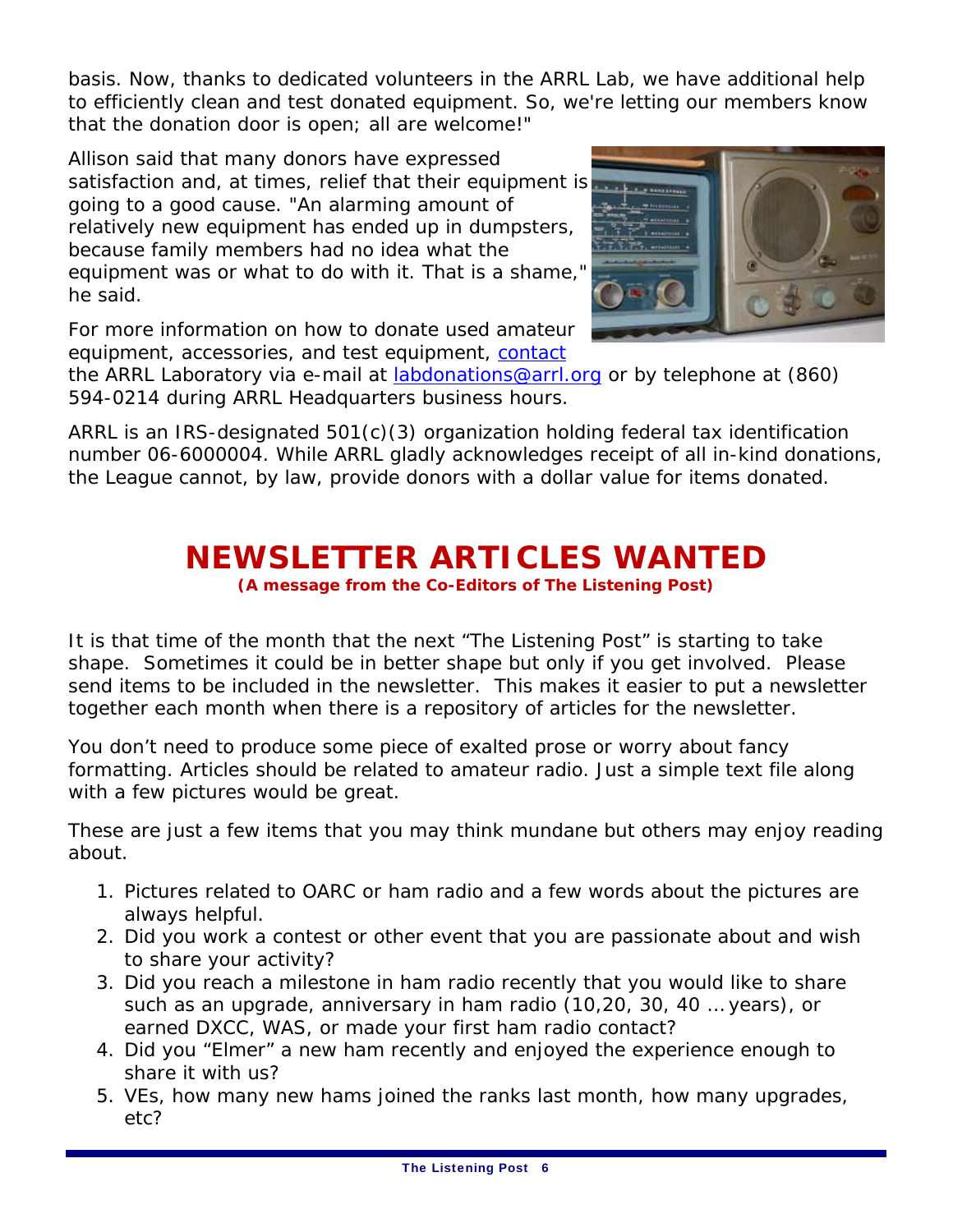basis. Now, thanks to dedicated volunteers in the ARRL Lab, we have additional help to efficiently clean and test donated equipment. So, we're letting our members know that the donation door is open; all are welcome!"

Allison said that many donors have expressed satisfaction and, at times, relief that their equipment is going to a good cause. "An alarming amount of relatively new equipment has ended up in dumpsters, because family members had no idea what the equipment was or what to do with it. That is a shame," he said.

For more information on how to donate used amateur equipment, accessories, and test equipment, contact the ARRL Laboratory via e-mail at labdonations@arrl.org or by telephone at (860) 594-0214 during ARRL Headquarters business hours.

ARRL is an IRS-designated 501(c)(3) organization holding federal tax identification number 06-6000004. While ARRL gladly acknowledges receipt of all in-kind donations, the League cannot, by law, provide donors with a dollar value for items donated.

# NEWSLETTER ARTICLES WANTED

**(A message from the Co-Editors of The Listening Post)**

It is that time of the month that the next "The Listening Post" is starting to take shape. Sometimes it could be in better shape but only if you get involved. Please send items to be included in the newsletter. This makes it easier to put a newsletter together each month when there is a repository of articles for the newsletter.

You don't need to produce some piece of exalted prose or worry about fancy formatting. Articles should be related to amateur radio. Just a simple text file along with a few pictures would be great.

These are just a few items that you may think mundane but others may enjoy reading about.

1. Pictures related to OARC or ham radio and a few words about the pictures are always helpful.
2. Did you work a contest or other event that you are passionate about and wish to share your activity?
3. Did you reach a milestone in ham radio recently that you would like to share such as an upgrade, anniversary in ham radio (10,20, 30, 40 … years), or earned DXCC, WAS, or made your first ham radio contact?
4. Did you "Elmer" a new ham recently and enjoyed the experience enough to share it with us?
5. VEs, how many new hams joined the ranks last month, how many upgrades, etc?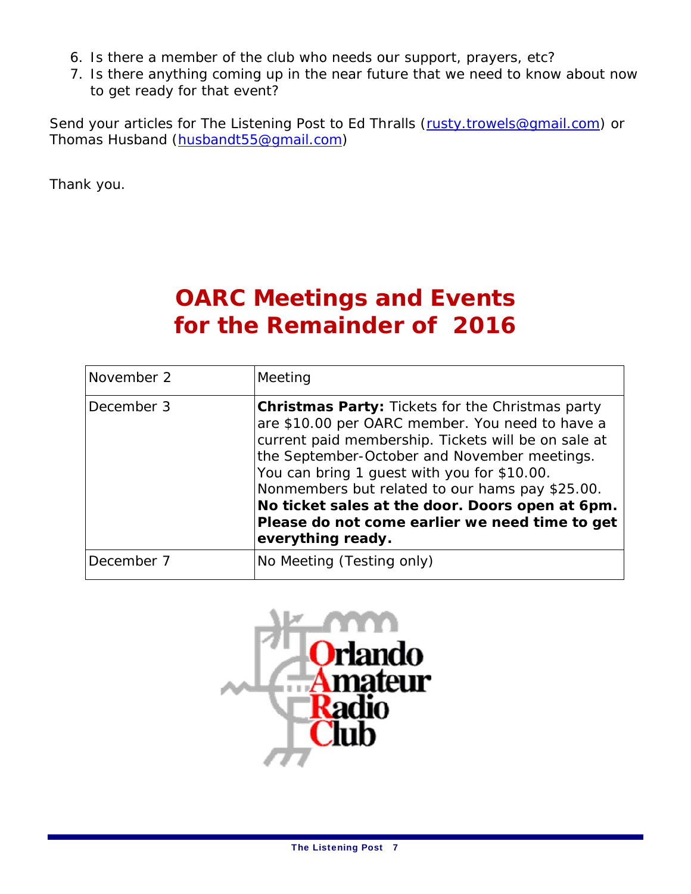6. Is there a member of the club who needs our support, prayers, etc?
7. Is there anything coming up in the near future that we need to know about now to get ready for that event?

Send your articles for The Listening Post to Ed Thralls (rusty.trowels@gmail.com) or Thomas Husband (husbandt55@gmail.com)

Thank you.

# OARC Meetings and Events for the Remainder of 2016

| November 2 | Meeting |
|---|---|
| December 3 | **Christmas Party:** Tickets for the Christmas party are $10.00 per OARC member. You need to have a current paid membership. Tickets will be on sale at the September-October and November meetings. You can bring 1 guest with you for $10.00. Nonmembers but related to our hams pay $25.00. **No ticket sales at the door. Doors open at 6pm. Please do not come earlier we need time to get everything ready.** |
| December 7 | No Meeting (Testing only) |

Orlando Amateur Radio Club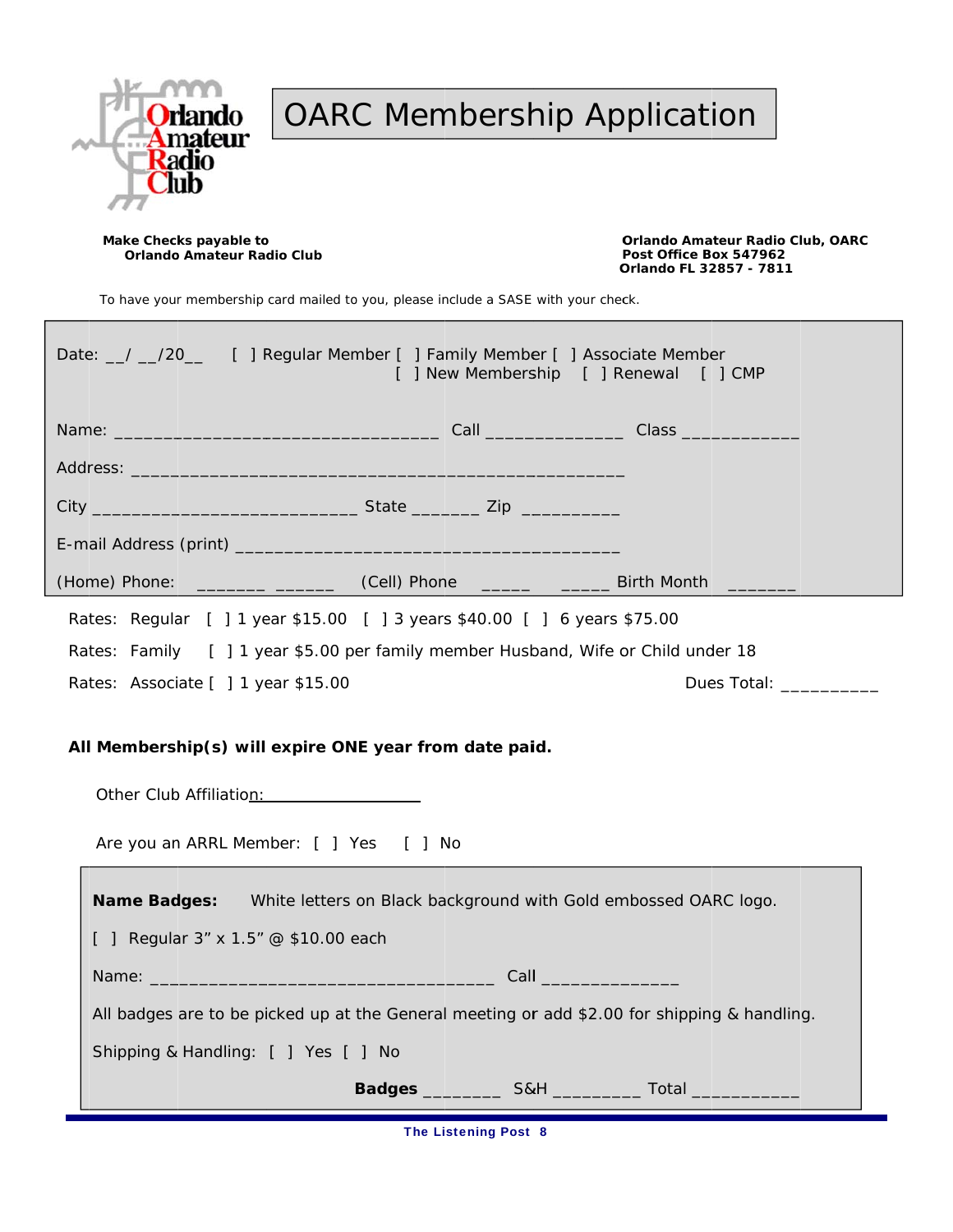# OARC Membership Application

**Make Checks payable to**
**Orlando Amateur Radio Club**

**Orlando Amateur Radio Club, OARC**
**Post Office Box 547962**
**Orlando FL 32857 - 7811**

To have your membership card mailed to you, please include a SASE with your check.

Date: __/ __/20__ [ ] Regular Member [ ] Family Member [ ] Associate Member
[ ] New Membership [ ] Renewal [ ] CMP

Name: _________________________________ Call ______________ Class ____________

Address: __________________________________________________

City ___________________________ State _______ Zip __________

E-mail Address (print) ______________________________________

(Home) Phone: _______ ______ (Cell) Phone _____ _____ Birth Month _______

Rates: Regular [ ] 1 year $15.00 [ ] 3 years $40.00 [ ] 6 years $75.00

Rates: Family [ ] 1 year $5.00 per family member Husband, Wife or Child under 18

Rates: Associate [ ] 1 year $15.00 Dues Total: __________

**All Membership(s) will expire ONE year from date paid.**

Other Club Affiliation: _________________

Are you an ARRL Member: [ ] Yes [ ] No

**Name Badges:** White letters on Black background with Gold embossed OARC logo.

[ ] Regular 3” x 1.5” @ $10.00 each

Name: ___________________________________ Call ______________

All badges are to be picked up at the General meeting or add $2.00 for shipping & handling.

Shipping & Handling: [ ] Yes [ ] No

**Badges** ________ S&H _________ Total ___________